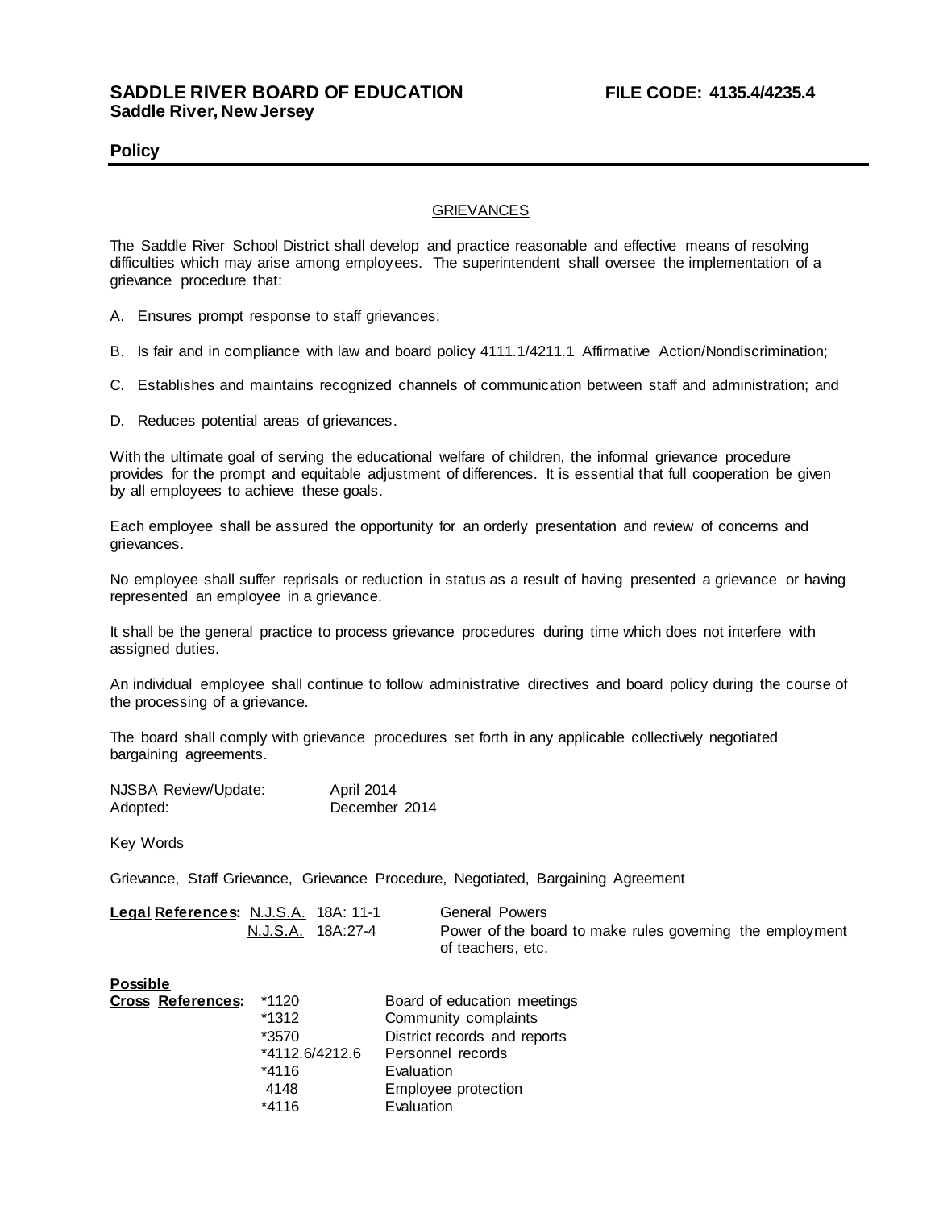**SADDLE RIVER BOARD OF EDUCATION** **FILE CODE: 4135.4/4235.4**
**Saddle River, New Jersey**

**Policy**

---

GRIEVANCES

The Saddle River School District shall develop and practice reasonable and effective means of resolving difficulties which may arise among employees. The superintendent shall oversee the implementation of a grievance procedure that:

A. Ensures prompt response to staff grievances;

B. Is fair and in compliance with law and board policy 4111.1/4211.1 Affirmative Action/Nondiscrimination;

C. Establishes and maintains recognized channels of communication between staff and administration; and

D. Reduces potential areas of grievances.

With the ultimate goal of serving the educational welfare of children, the informal grievance procedure provides for the prompt and equitable adjustment of differences. It is essential that full cooperation be given by all employees to achieve these goals.

Each employee shall be assured the opportunity for an orderly presentation and review of concerns and grievances.

No employee shall suffer reprisals or reduction in status as a result of having presented a grievance or having represented an employee in a grievance.

It shall be the general practice to process grievance procedures during time which does not interfere with assigned duties.

An individual employee shall continue to follow administrative directives and board policy during the course of the processing of a grievance.

The board shall comply with grievance procedures set forth in any applicable collectively negotiated bargaining agreements.

| | |
|---|---|
| NJSBA Review/Update: | April 2014 |
| Adopted: | December 2014 |

Key Words

Grievance, Staff Grievance, Grievance Procedure, Negotiated, Bargaining Agreement

| **Legal References:** | | |
|---|---|---|
| N.J.S.A. 18A: 11-1 | General Powers |
| N.J.S.A. 18A:27-4 | Power of the board to make rules governing the employment of teachers, etc. |

| **Possible Cross References:** | | |
|---|---|---|
| | *1120 | Board of education meetings |
| | *1312 | Community complaints |
| | *3570 | District records and reports |
| | *4112.6/4212.6 | Personnel records |
| | *4116 | Evaluation |
| | 4148 | Employee protection |
| | *4116 | Evaluation |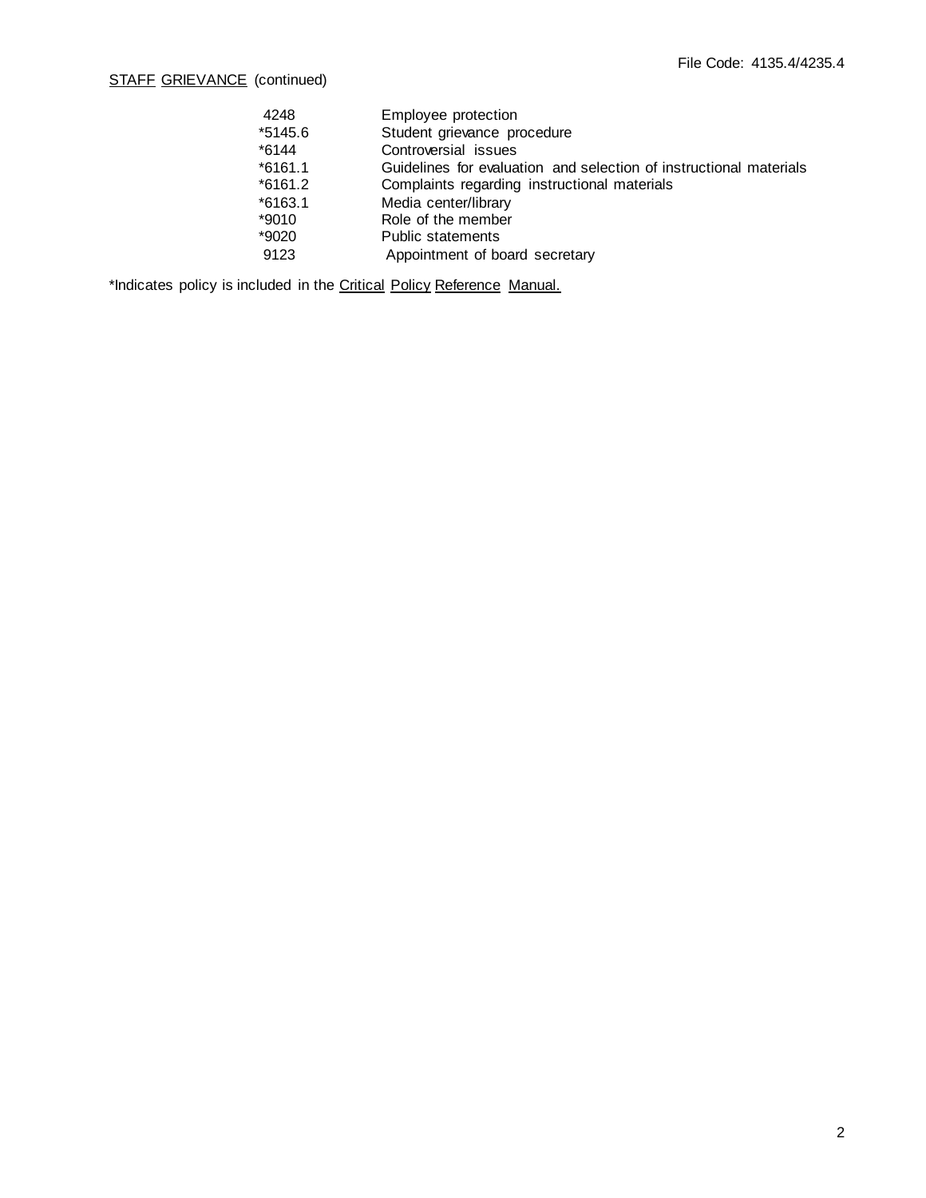STAFF GRIEVANCE (continued)

| | |
|---|---|
| 4248 | Employee protection |
| *5145.6 | Student grievance procedure |
| *6144 | Controversial issues |
| *6161.1 | Guidelines for evaluation and selection of instructional materials |
| *6161.2 | Complaints regarding instructional materials |
| *6163.1 | Media center/library |
| *9010 | Role of the member |
| *9020 | Public statements |
| 9123 | Appointment of board secretary |

*Indicates policy is included in the Critical Policy Reference Manual.